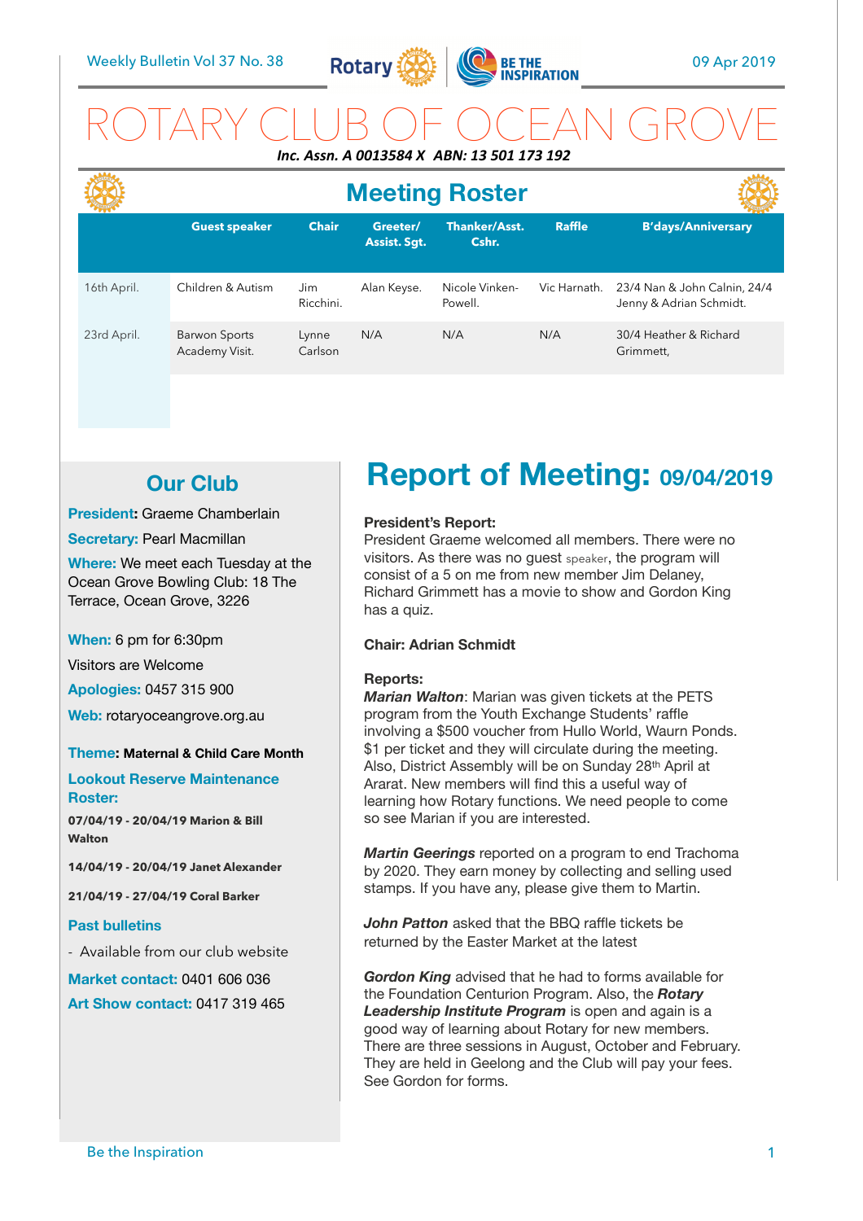Weekly Bulletin Vol 37 No. 38 — 09 Apr 2019

# ROTARY CLUB OF OCEAN GROVE

***Inc. Assn. A 0013584 X ABN: 13 501 173 192***

## Meeting Roster

| | Guest speaker | Chair | Greeter/ Assist. Sgt. | Thanker/Asst. Cshr. | Raffle | B'days/Anniversary |
|---|---|---|---|---|---|---|
| 16th April. | Children & Autism | Jim Ricchini. | Alan Keyse. | Nicole Vinken-Powell. | Vic Harnath. | 23/4 Nan & John Calnin, 24/4 Jenny & Adrian Schmidt. |
| 23rd April. | Barwon Sports Academy Visit. | Lynne Carlson | N/A | N/A | N/A | 30/4 Heather & Richard Grimmett, |

## Our Club

**President:** Graeme Chamberlain

**Secretary:** Pearl Macmillan

**Where:** We meet each Tuesday at the Ocean Grove Bowling Club: 18 The Terrace, Ocean Grove, 3226

**When:** 6 pm for 6:30pm

Visitors are Welcome

**Apologies:** 0457 315 900

**Web:** rotaryoceangrove.org.au

**Theme: Maternal & Child Care Month**

**Lookout Reserve Maintenance Roster:**

**07/04/19 - 20/04/19 Marion & Bill Walton**

**14/04/19 - 20/04/19 Janet Alexander**

**21/04/19 - 27/04/19 Coral Barker**

**Past bulletins**

- Available from our club website

**Market contact:** 0401 606 036

**Art Show contact:** 0417 319 465

# Report of Meeting: 09/04/2019

**President's Report:**
President Graeme welcomed all members. There were no visitors. As there was no guest speaker, the program will consist of a 5 on me from new member Jim Delaney, Richard Grimmett has a movie to show and Gordon King has a quiz.

**Chair: Adrian Schmidt**

**Reports:**

***Marian Walton***: Marian was given tickets at the PETS program from the Youth Exchange Students' raffle involving a $500 voucher from Hullo World, Waurn Ponds. $1 per ticket and they will circulate during the meeting. Also, District Assembly will be on Sunday 28th April at Ararat. New members will find this a useful way of learning how Rotary functions. We need people to come so see Marian if you are interested.

***Martin Geerings*** reported on a program to end Trachoma by 2020. They earn money by collecting and selling used stamps. If you have any, please give them to Martin.

***John Patton*** asked that the BBQ raffle tickets be returned by the Easter Market at the latest

***Gordon King*** advised that he had to forms available for the Foundation Centurion Program. Also, the ***Rotary Leadership Institute Program*** is open and again is a good way of learning about Rotary for new members. There are three sessions in August, October and February. They are held in Geelong and the Club will pay your fees. See Gordon for forms.

Be the Inspiration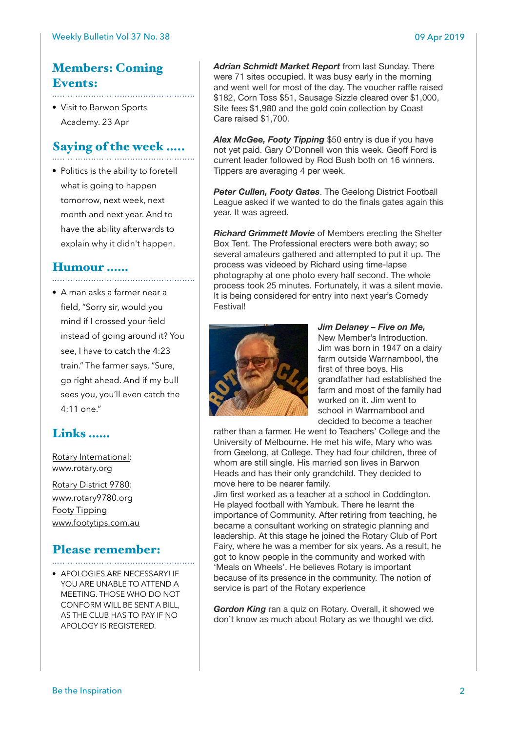## Members: Coming Events:

- Visit to Barwon Sports Academy. 23 Apr

## Saying of the week .....

- Politics is the ability to foretell what is going to happen tomorrow, next week, next month and next year. And to have the ability afterwards to explain why it didn't happen.

## Humour ......

- A man asks a farmer near a field, "Sorry sir, would you mind if I crossed your field instead of going around it? You see, I have to catch the 4:23 train." The farmer says, "Sure, go right ahead. And if my bull sees you, you'll even catch the 4:11 one."

## Links ......

Rotary International: www.rotary.org

Rotary District 9780: www.rotary9780.org

Footy Tipping
www.footytips.com.au

## Please remember:

- APOLOGIES ARE NECESSARY! IF YOU ARE UNABLE TO ATTEND A MEETING. THOSE WHO DO NOT CONFORM WILL BE SENT A BILL, AS THE CLUB HAS TO PAY IF NO APOLOGY IS REGISTERED.

***Adrian Schmidt Market Report*** from last Sunday. There were 71 sites occupied. It was busy early in the morning and went well for most of the day. The voucher raffle raised $182, Corn Toss $51, Sausage Sizzle cleared over $1,000, Site fees $1,980 and the gold coin collection by Coast Care raised $1,700.

***Alex McGee, Footy Tipping*** $50 entry is due if you have not yet paid. Gary O'Donnell won this week. Geoff Ford is current leader followed by Rod Bush both on 16 winners. Tippers are averaging 4 per week.

***Peter Cullen, Footy Gates***. The Geelong District Football League asked if we wanted to do the finals gates again this year. It was agreed.

***Richard Grimmett Movie*** of Members erecting the Shelter Box Tent. The Professional erecters were both away; so several amateurs gathered and attempted to put it up. The process was videoed by Richard using time-lapse photography at one photo every half second. The whole process took 25 minutes. Fortunately, it was a silent movie. It is being considered for entry into next year's Comedy Festival!

***Jim Delaney – Five on Me,*** New Member's Introduction. Jim was born in 1947 on a dairy farm outside Warrnambool, the first of three boys. His grandfather had established the farm and most of the family had worked on it. Jim went to school in Warrnambool and decided to become a teacher rather than a farmer. He went to Teachers' College and the University of Melbourne. He met his wife, Mary who was from Geelong, at College. They had four children, three of whom are still single. His married son lives in Barwon Heads and has their only grandchild. They decided to move here to be nearer family.
Jim first worked as a teacher at a school in Coddington. He played football with Yambuk. There he learnt the importance of Community. After retiring from teaching, he became a consultant working on strategic planning and leadership. At this stage he joined the Rotary Club of Port Fairy, where he was a member for six years. As a result, he got to know people in the community and worked with 'Meals on Wheels'. He believes Rotary is important because of its presence in the community. The notion of service is part of the Rotary experience

***Gordon King*** ran a quiz on Rotary. Overall, it showed we don't know as much about Rotary as we thought we did.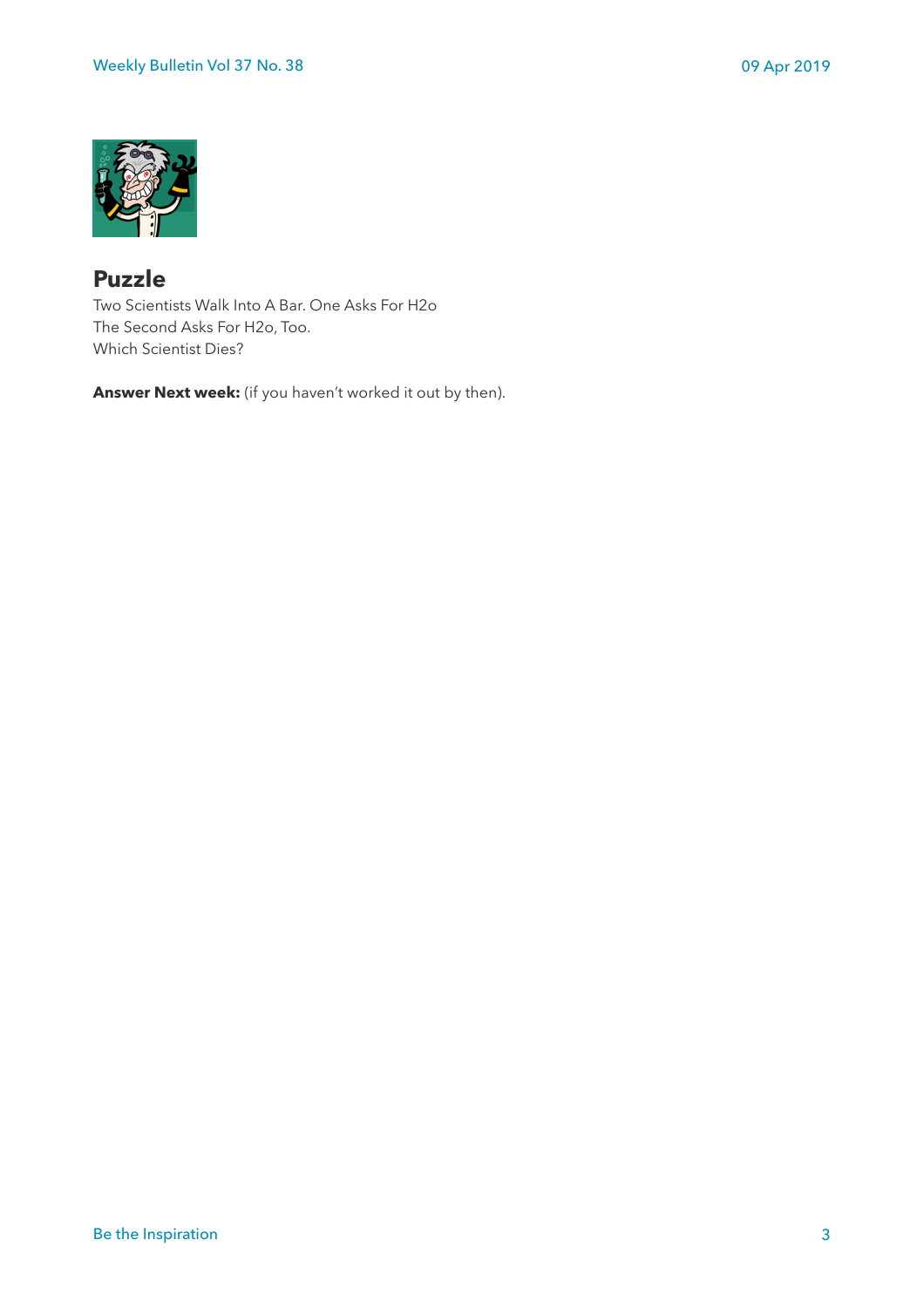## Puzzle

Two Scientists Walk Into A Bar. One Asks For H2o
The Second Asks For H2o, Too.
Which Scientist Dies?

**Answer Next week:** (if you haven't worked it out by then).